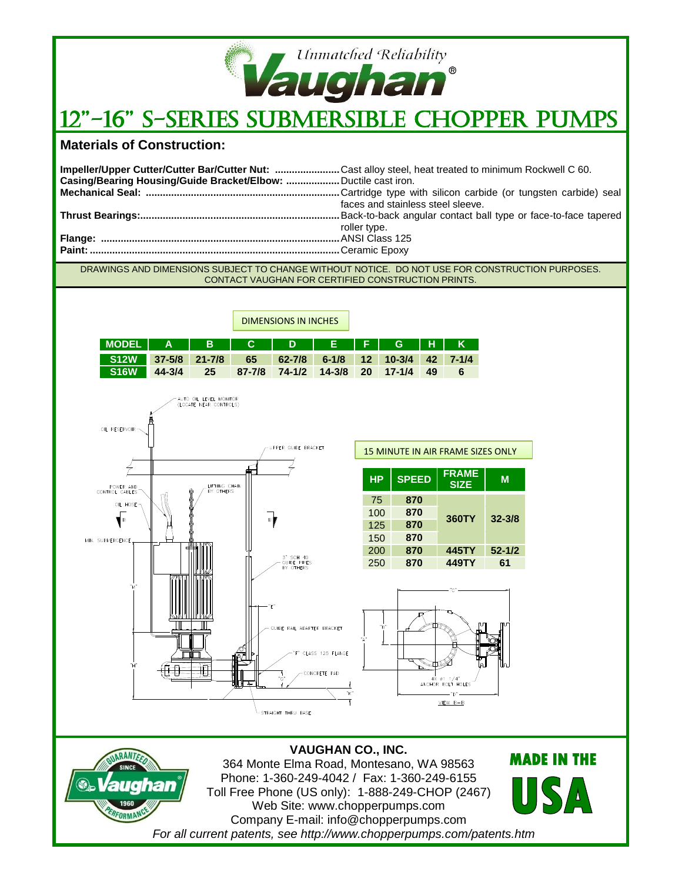Unmatched Reliability

Vaughan®

# 12"-16" S-SERIES SUBMERSIBLE CHOPPER PUMPS

## Materials of Construction:

**Impeller/Upper Cutter/Cutter Bar/Cutter Nut:** ...................... Cast alloy steel, heat treated to minimum Rockwell C 60.
**Casing/Bearing Housing/Guide Bracket/Elbow:** .................. Ductile cast iron.
**Mechanical Seal:** .................................................................. Cartridge type with silicon carbide (or tungsten carbide) seal faces and stainless steel sleeve.
**Thrust Bearings:**.................................................................... Back-to-back angular contact ball type or face-to-face tapered roller type.
**Flange:** .................................................................................. ANSI Class 125
**Paint:** ...................................................................................... Ceramic Epoxy

DRAWINGS AND DIMENSIONS SUBJECT TO CHANGE WITHOUT NOTICE. DO NOT USE FOR CONSTRUCTION PURPOSES. CONTACT VAUGHAN FOR CERTIFIED CONSTRUCTION PRINTS.

DIMENSIONS IN INCHES

| MODEL | A | B | C | D | E | F | G | H | K |
|---|---|---|---|---|---|---|---|---|---|
| S12W | 37-5/8 | 21-7/8 | 65 | 62-7/8 | 6-1/8 | 12 | 10-3/4 | 42 | 7-1/4 |
| S16W | 44-3/4 | 25 | 87-7/8 | 74-1/2 | 14-3/8 | 20 | 17-1/4 | 49 | 6 |

AUTO OIL LEVEL MONITOR (LOCATE NEAR CONTROLS)
OIL RESERVOIR
UPPER GUIDE BRACKET
POWER AND CONTROL CABLES
LIFTING CHAIN BY OTHERS
OIL HOSE
MIN. SUBMERGENCE
3" SCH 40 GUIDE PIPES BY OTHERS
GUIDE RAIL ADAPTER BRACKET
"F" CLASS 125 FLANGE
CONCRETE PAD
STRAIGHT THRU BASE

15 MINUTE IN AIR FRAME SIZES ONLY

| HP | SPEED | FRAME SIZE | M |
|---|---|---|---|
| 75 | 870 | 360TY | 32-3/8 |
| 100 | 870 | | |
| 125 | 870 | | |
| 150 | 870 | | |
| 200 | 870 | 445TY | 52-1/2 |
| 250 | 870 | 449TY | 61 |

4X Ø1-1/4" ANCHOR BOLT HOLES
VIEW B-B

**VAUGHAN CO., INC.**
364 Monte Elma Road, Montesano, WA 98563
Phone: 1-360-249-4042 / Fax: 1-360-249-6155
Toll Free Phone (US only): 1-888-249-CHOP (2467)
Web Site: www.chopperpumps.com
Company E-mail: info@chopperpumps.com
*For all current patents, see http://www.chopperpumps.com/patents.htm*

GUARANTEED PERFORMANCE SINCE 1960 Vaughan®

MADE IN THE USA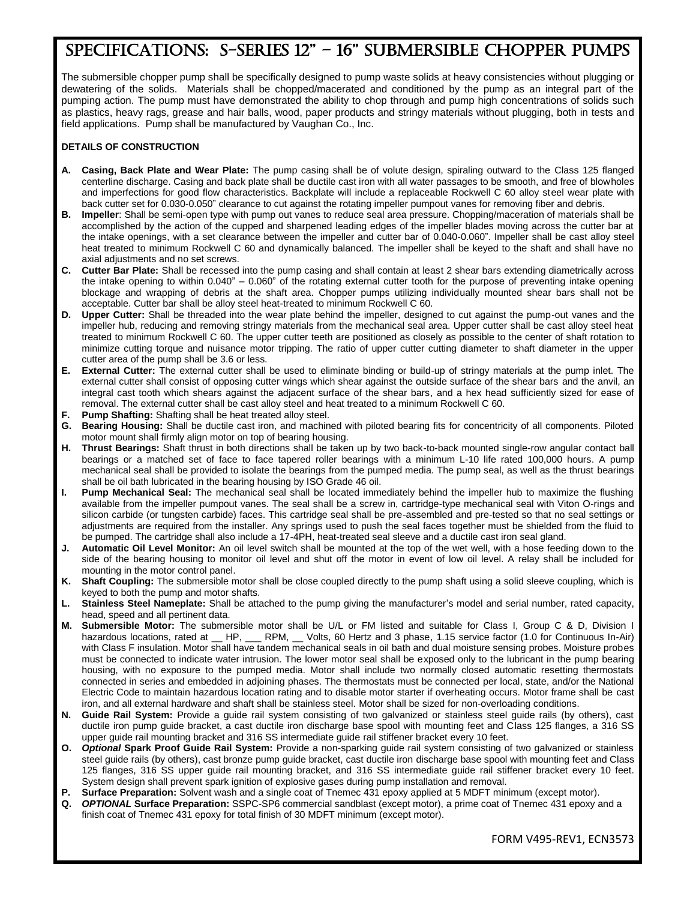# SPECIFICATIONS: S-SERIES 12" – 16" SUBMERSIBLE CHOPPER PUMPS

The submersible chopper pump shall be specifically designed to pump waste solids at heavy consistencies without plugging or dewatering of the solids. Materials shall be chopped/macerated and conditioned by the pump as an integral part of the pumping action. The pump must have demonstrated the ability to chop through and pump high concentrations of solids such as plastics, heavy rags, grease and hair balls, wood, paper products and stringy materials without plugging, both in tests and field applications. Pump shall be manufactured by Vaughan Co., Inc.

**DETAILS OF CONSTRUCTION**

**A. Casing, Back Plate and Wear Plate:** The pump casing shall be of volute design, spiraling outward to the Class 125 flanged centerline discharge. Casing and back plate shall be ductile cast iron with all water passages to be smooth, and free of blowholes and imperfections for good flow characteristics. Backplate will include a replaceable Rockwell C 60 alloy steel wear plate with back cutter set for 0.030-0.050" clearance to cut against the rotating impeller pumpout vanes for removing fiber and debris.

**B. Impeller**: Shall be semi-open type with pump out vanes to reduce seal area pressure. Chopping/maceration of materials shall be accomplished by the action of the cupped and sharpened leading edges of the impeller blades moving across the cutter bar at the intake openings, with a set clearance between the impeller and cutter bar of 0.040-0.060". Impeller shall be cast alloy steel heat treated to minimum Rockwell C 60 and dynamically balanced. The impeller shall be keyed to the shaft and shall have no axial adjustments and no set screws.

**C. Cutter Bar Plate:** Shall be recessed into the pump casing and shall contain at least 2 shear bars extending diametrically across the intake opening to within 0.040" – 0.060" of the rotating external cutter tooth for the purpose of preventing intake opening blockage and wrapping of debris at the shaft area. Chopper pumps utilizing individually mounted shear bars shall not be acceptable. Cutter bar shall be alloy steel heat-treated to minimum Rockwell C 60.

**D. Upper Cutter:** Shall be threaded into the wear plate behind the impeller, designed to cut against the pump-out vanes and the impeller hub, reducing and removing stringy materials from the mechanical seal area. Upper cutter shall be cast alloy steel heat treated to minimum Rockwell C 60. The upper cutter teeth are positioned as closely as possible to the center of shaft rotation to minimize cutting torque and nuisance motor tripping. The ratio of upper cutter cutting diameter to shaft diameter in the upper cutter area of the pump shall be 3.6 or less.

**E. External Cutter:** The external cutter shall be used to eliminate binding or build-up of stringy materials at the pump inlet. The external cutter shall consist of opposing cutter wings which shear against the outside surface of the shear bars and the anvil, an integral cast tooth which shears against the adjacent surface of the shear bars, and a hex head sufficiently sized for ease of removal. The external cutter shall be cast alloy steel and heat treated to a minimum Rockwell C 60.

**F. Pump Shafting:** Shafting shall be heat treated alloy steel.

**G. Bearing Housing:** Shall be ductile cast iron, and machined with piloted bearing fits for concentricity of all components. Piloted motor mount shall firmly align motor on top of bearing housing.

**H. Thrust Bearings:** Shaft thrust in both directions shall be taken up by two back-to-back mounted single-row angular contact ball bearings or a matched set of face to face tapered roller bearings with a minimum L-10 life rated 100,000 hours. A pump mechanical seal shall be provided to isolate the bearings from the pumped media. The pump seal, as well as the thrust bearings shall be oil bath lubricated in the bearing housing by ISO Grade 46 oil.

**I. Pump Mechanical Seal:** The mechanical seal shall be located immediately behind the impeller hub to maximize the flushing available from the impeller pumpout vanes. The seal shall be a screw in, cartridge-type mechanical seal with Viton O-rings and silicon carbide (or tungsten carbide) faces. This cartridge seal shall be pre-assembled and pre-tested so that no seal settings or adjustments are required from the installer. Any springs used to push the seal faces together must be shielded from the fluid to be pumped. The cartridge shall also include a 17-4PH, heat-treated seal sleeve and a ductile cast iron seal gland.

**J. Automatic Oil Level Monitor:** An oil level switch shall be mounted at the top of the wet well, with a hose feeding down to the side of the bearing housing to monitor oil level and shut off the motor in event of low oil level. A relay shall be included for mounting in the motor control panel.

**K. Shaft Coupling:** The submersible motor shall be close coupled directly to the pump shaft using a solid sleeve coupling, which is keyed to both the pump and motor shafts.

**L. Stainless Steel Nameplate:** Shall be attached to the pump giving the manufacturer's model and serial number, rated capacity, head, speed and all pertinent data.

**M. Submersible Motor:** The submersible motor shall be U/L or FM listed and suitable for Class I, Group C & D, Division I hazardous locations, rated at __ HP, ___ RPM, __ Volts, 60 Hertz and 3 phase, 1.15 service factor (1.0 for Continuous In-Air) with Class F insulation. Motor shall have tandem mechanical seals in oil bath and dual moisture sensing probes. Moisture probes must be connected to indicate water intrusion. The lower motor seal shall be exposed only to the lubricant in the pump bearing housing, with no exposure to the pumped media. Motor shall include two normally closed automatic resetting thermostats connected in series and embedded in adjoining phases. The thermostats must be connected per local, state, and/or the National Electric Code to maintain hazardous location rating and to disable motor starter if overheating occurs. Motor frame shall be cast iron, and all external hardware and shaft shall be stainless steel. Motor shall be sized for non-overloading conditions.

**N. Guide Rail System:** Provide a guide rail system consisting of two galvanized or stainless steel guide rails (by others), cast ductile iron pump guide bracket, a cast ductile iron discharge base spool with mounting feet and Class 125 flanges, a 316 SS upper guide rail mounting bracket and 316 SS intermediate guide rail stiffener bracket every 10 feet.

**O. *Optional* Spark Proof Guide Rail System:** Provide a non-sparking guide rail system consisting of two galvanized or stainless steel guide rails (by others), cast bronze pump guide bracket, cast ductile iron discharge base spool with mounting feet and Class 125 flanges, 316 SS upper guide rail mounting bracket, and 316 SS intermediate guide rail stiffener bracket every 10 feet. System design shall prevent spark ignition of explosive gases during pump installation and removal.

**P. Surface Preparation:** Solvent wash and a single coat of Tnemec 431 epoxy applied at 5 MDFT minimum (except motor).

**Q. *OPTIONAL* Surface Preparation:** SSPC-SP6 commercial sandblast (except motor), a prime coat of Tnemec 431 epoxy and a finish coat of Tnemec 431 epoxy for total finish of 30 MDFT minimum (except motor).

FORM V495-REV1, ECN3573